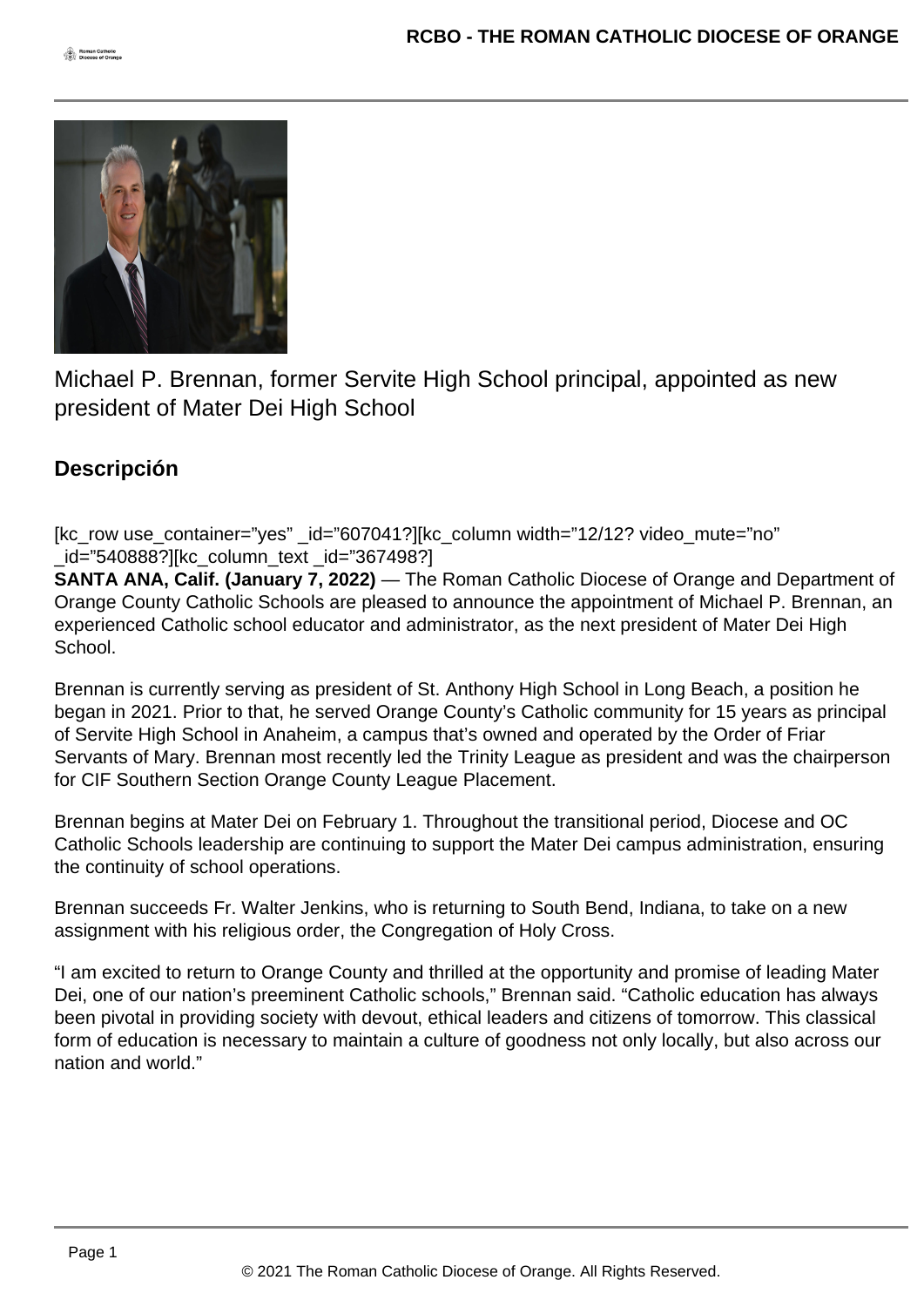Michael P. Brennan, former Servite High School principal, appointed as new president of Mater Dei High School

## Descripción

[kc_row use_container="yes" _id="607041?][kc_column width="12/12? video_mute="no" _id="540888?][kc_column_text _id="367498?]

**SANTA ANA, Calif. (January 7, 2022)** — The Roman Catholic Diocese of Orange and Department of Orange County Catholic Schools are pleased to announce the appointment of Michael P. Brennan, an experienced Catholic school educator and administrator, as the next president of Mater Dei High School.

Brennan is currently serving as president of St. Anthony High School in Long Beach, a position he began in 2021. Prior to that, he served Orange County's Catholic community for 15 years as principal of Servite High School in Anaheim, a campus that's owned and operated by the Order of Friar Servants of Mary. Brennan most recently led the Trinity League as president and was the chairperson for CIF Southern Section Orange County League Placement.

Brennan begins at Mater Dei on February 1. Throughout the transitional period, Diocese and OC Catholic Schools leadership are continuing to support the Mater Dei campus administration, ensuring the continuity of school operations.

Brennan succeeds Fr. Walter Jenkins, who is returning to South Bend, Indiana, to take on a new assignment with his religious order, the Congregation of Holy Cross.

"I am excited to return to Orange County and thrilled at the opportunity and promise of leading Mater Dei, one of our nation's preeminent Catholic schools," Brennan said. "Catholic education has always been pivotal in providing society with devout, ethical leaders and citizens of tomorrow. This classical form of education is necessary to maintain a culture of goodness not only locally, but also across our nation and world."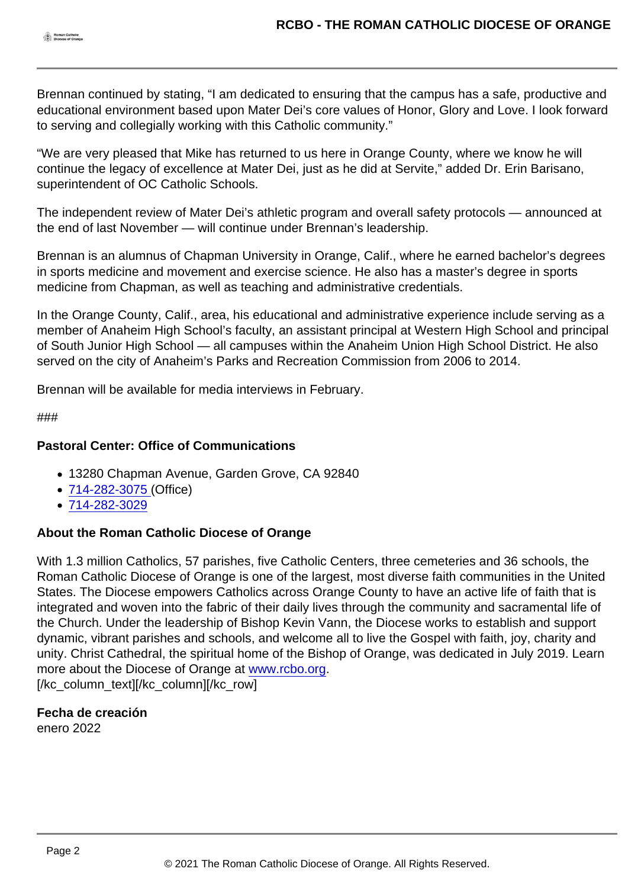Brennan continued by stating, “I am dedicated to ensuring that the campus has a safe, productive and educational environment based upon Mater Dei’s core values of Honor, Glory and Love. I look forward to serving and collegially working with this Catholic community.”

“We are very pleased that Mike has returned to us here in Orange County, where we know he will continue the legacy of excellence at Mater Dei, just as he did at Servite,” added Dr. Erin Barisano, superintendent of OC Catholic Schools.

The independent review of Mater Dei’s athletic program and overall safety protocols — announced at the end of last November — will continue under Brennan’s leadership.

Brennan is an alumnus of Chapman University in Orange, Calif., where he earned bachelor’s degrees in sports medicine and movement and exercise science. He also has a master’s degree in sports medicine from Chapman, as well as teaching and administrative credentials.

In the Orange County, Calif., area, his educational and administrative experience include serving as a member of Anaheim High School’s faculty, an assistant principal at Western High School and principal of South Junior High School — all campuses within the Anaheim Union High School District. He also served on the city of Anaheim’s Parks and Recreation Commission from 2006 to 2014.

Brennan will be available for media interviews in February.

###

**Pastoral Center: Office of Communications**

- 13280 Chapman Avenue, Garden Grove, CA 92840
- 714-282-3075 (Office)
- 714-282-3029

**About the Roman Catholic Diocese of Orange**

With 1.3 million Catholics, 57 parishes, five Catholic Centers, three cemeteries and 36 schools, the Roman Catholic Diocese of Orange is one of the largest, most diverse faith communities in the United States. The Diocese empowers Catholics across Orange County to have an active life of faith that is integrated and woven into the fabric of their daily lives through the community and sacramental life of the Church. Under the leadership of Bishop Kevin Vann, the Diocese works to establish and support dynamic, vibrant parishes and schools, and welcome all to live the Gospel with faith, joy, charity and unity. Christ Cathedral, the spiritual home of the Bishop of Orange, was dedicated in July 2019. Learn more about the Diocese of Orange at www.rcbo.org.
[/kc_column_text][/kc_column][/kc_row]

**Fecha de creación**
enero 2022